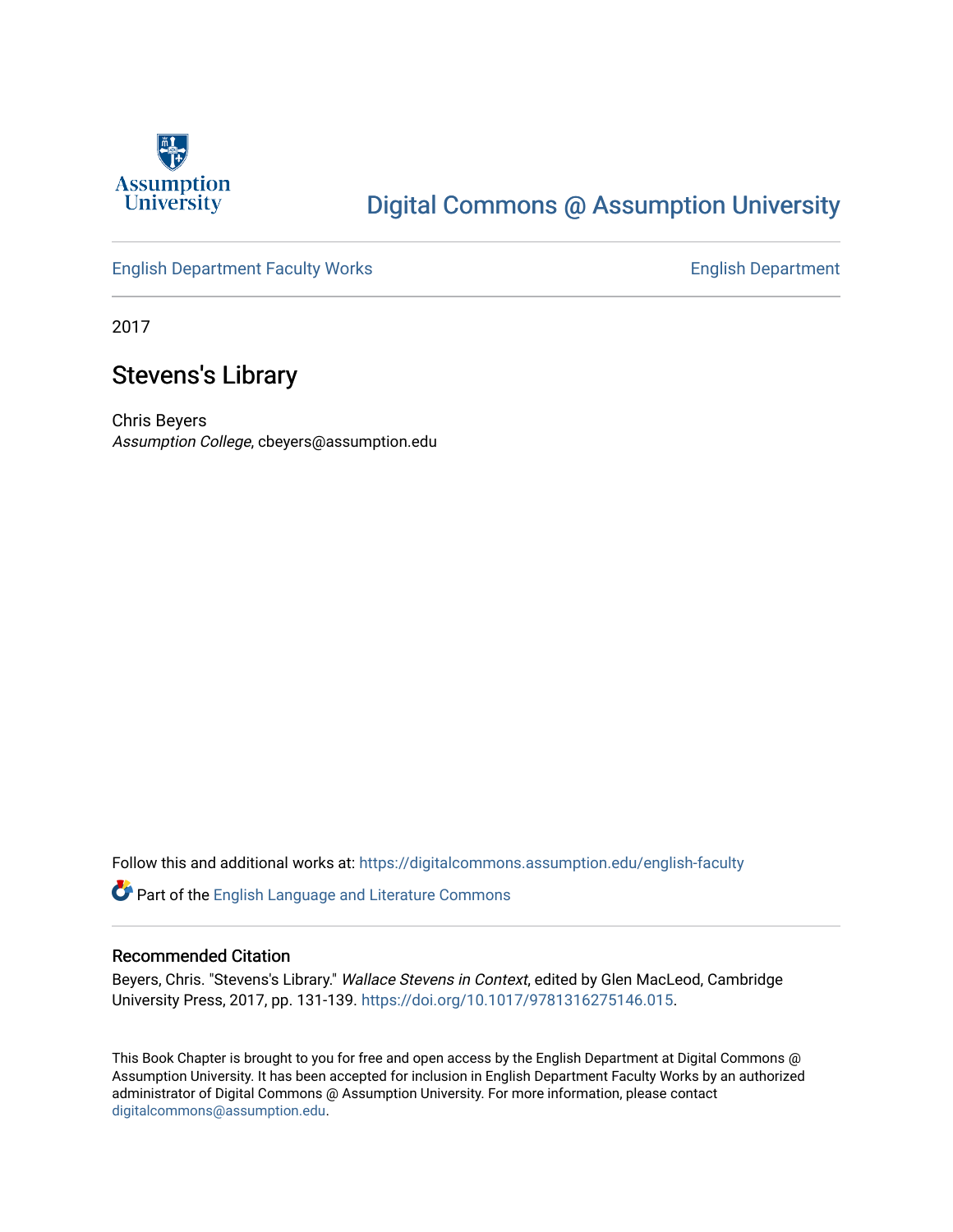Digital Commons @ Assumption University

English Department Faculty Works | English Department

2017

# Stevens's Library

Chris Beyers
*Assumption College*, cbeyers@assumption.edu

Follow this and additional works at: https://digitalcommons.assumption.edu/english-faculty

Part of the English Language and Literature Commons

## Recommended Citation

Beyers, Chris. "Stevens's Library." *Wallace Stevens in Context*, edited by Glen MacLeod, Cambridge University Press, 2017, pp. 131-139. https://doi.org/10.1017/9781316275146.015.

This Book Chapter is brought to you for free and open access by the English Department at Digital Commons @ Assumption University. It has been accepted for inclusion in English Department Faculty Works by an authorized administrator of Digital Commons @ Assumption University. For more information, please contact digitalcommons@assumption.edu.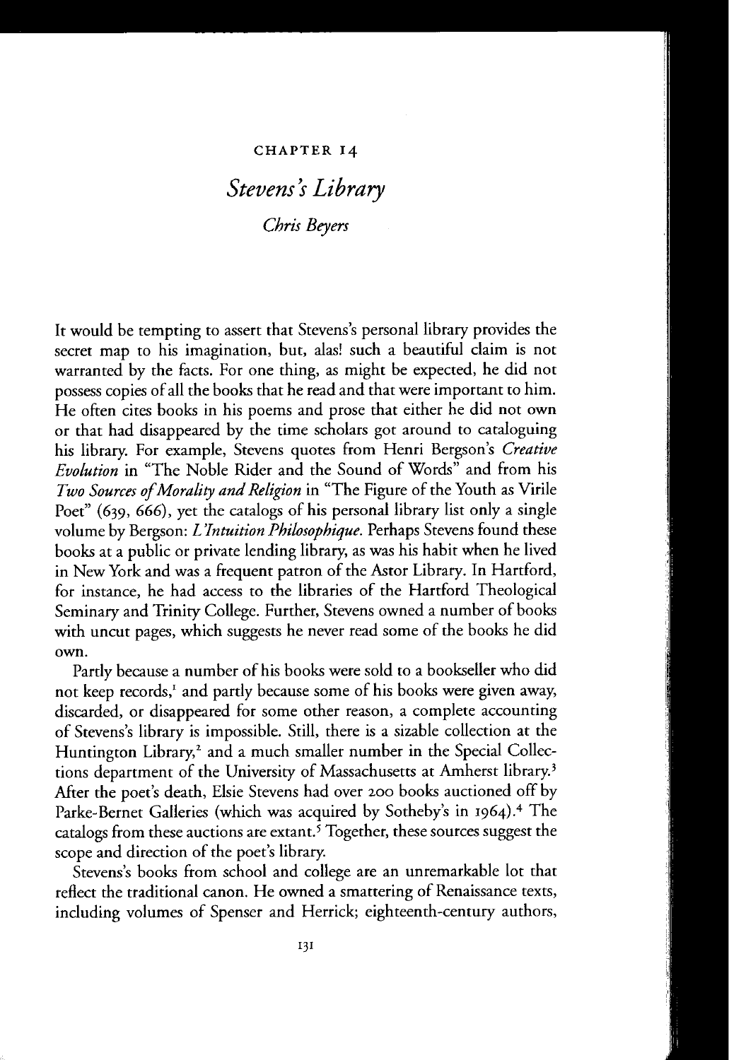CHAPTER 14

# *Stevens's Library*

*Chris Beyers*

It would be tempting to assert that Stevens's personal library provides the secret map to his imagination, but, alas! such a beautiful claim is not warranted by the facts. For one thing, as might be expected, he did not possess copies of all the books that he read and that were important to him. He often cites books in his poems and prose that either he did not own or that had disappeared by the time scholars got around to cataloguing his library. For example, Stevens quotes from Henri Bergson's *Creative Evolution* in "The Noble Rider and the Sound of Words" and from his *Two Sources of Morality and Religion* in "The Figure of the Youth as Virile Poet" (639, 666), yet the catalogs of his personal library list only a single volume by Bergson: *L'Intuition Philosophique*. Perhaps Stevens found these books at a public or private lending library, as was his habit when he lived in New York and was a frequent patron of the Astor Library. In Hartford, for instance, he had access to the libraries of the Hartford Theological Seminary and Trinity College. Further, Stevens owned a number of books with uncut pages, which suggests he never read some of the books he did own.

Partly because a number of his books were sold to a bookseller who did not keep records,[1] and partly because some of his books were given away, discarded, or disappeared for some other reason, a complete accounting of Stevens's library is impossible. Still, there is a sizable collection at the Huntington Library,[2] and a much smaller number in the Special Collections department of the University of Massachusetts at Amherst library.[3] After the poet's death, Elsie Stevens had over 200 books auctioned off by Parke-Bernet Galleries (which was acquired by Sotheby's in 1964).[4] The catalogs from these auctions are extant.[5] Together, these sources suggest the scope and direction of the poet's library.

Stevens's books from school and college are an unremarkable lot that reflect the traditional canon. He owned a smattering of Renaissance texts, including volumes of Spenser and Herrick; eighteenth-century authors,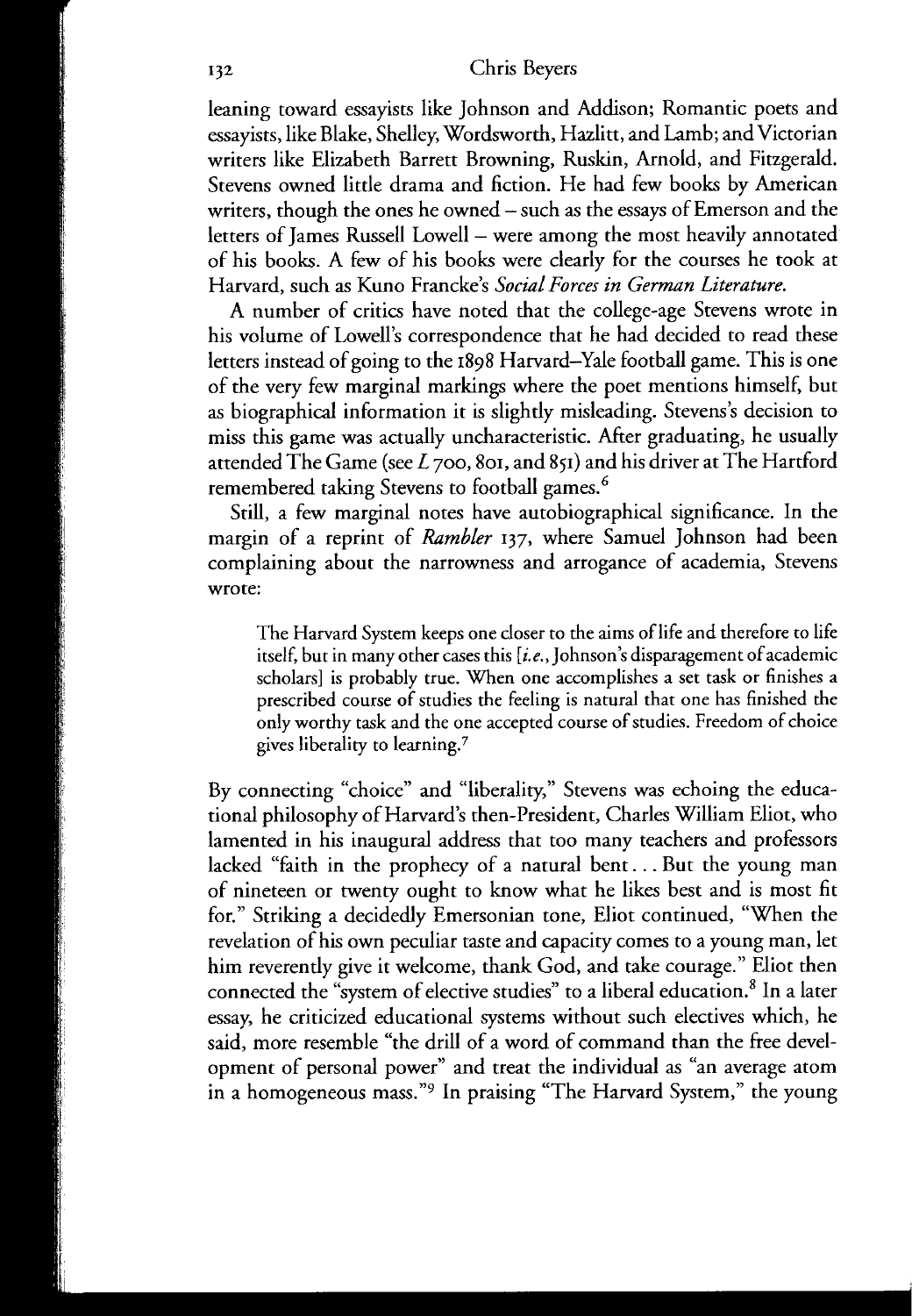leaning toward essayists like Johnson and Addison; Romantic poets and essayists, like Blake, Shelley, Wordsworth, Hazlitt, and Lamb; and Victorian writers like Elizabeth Barrett Browning, Ruskin, Arnold, and Fitzgerald. Stevens owned little drama and fiction. He had few books by American writers, though the ones he owned – such as the essays of Emerson and the letters of James Russell Lowell – were among the most heavily annotated of his books. A few of his books were clearly for the courses he took at Harvard, such as Kuno Francke's *Social Forces in German Literature.*

A number of critics have noted that the college-age Stevens wrote in his volume of Lowell's correspondence that he had decided to read these letters instead of going to the 1898 Harvard–Yale football game. This is one of the very few marginal markings where the poet mentions himself, but as biographical information it is slightly misleading. Stevens's decision to miss this game was actually uncharacteristic. After graduating, he usually attended The Game (see *L* 700, 801, and 851) and his driver at The Hartford remembered taking Stevens to football games.[6]

Still, a few marginal notes have autobiographical significance. In the margin of a reprint of *Rambler* 137, where Samuel Johnson had been complaining about the narrowness and arrogance of academia, Stevens wrote:

> The Harvard System keeps one closer to the aims of life and therefore to life itself, but in many other cases this [*i.e.*, Johnson's disparagement of academic scholars] is probably true. When one accomplishes a set task or finishes a prescribed course of studies the feeling is natural that one has finished the only worthy task and the one accepted course of studies. Freedom of choice gives liberality to learning.[7]

By connecting "choice" and "liberality," Stevens was echoing the educational philosophy of Harvard's then-President, Charles William Eliot, who lamented in his inaugural address that too many teachers and professors lacked "faith in the prophecy of a natural bent... But the young man of nineteen or twenty ought to know what he likes best and is most fit for." Striking a decidedly Emersonian tone, Eliot continued, "When the revelation of his own peculiar taste and capacity comes to a young man, let him reverently give it welcome, thank God, and take courage." Eliot then connected the "system of elective studies" to a liberal education.[8] In a later essay, he criticized educational systems without such electives which, he said, more resemble "the drill of a word of command than the free development of personal power" and treat the individual as "an average atom in a homogeneous mass."[9] In praising "The Harvard System," the young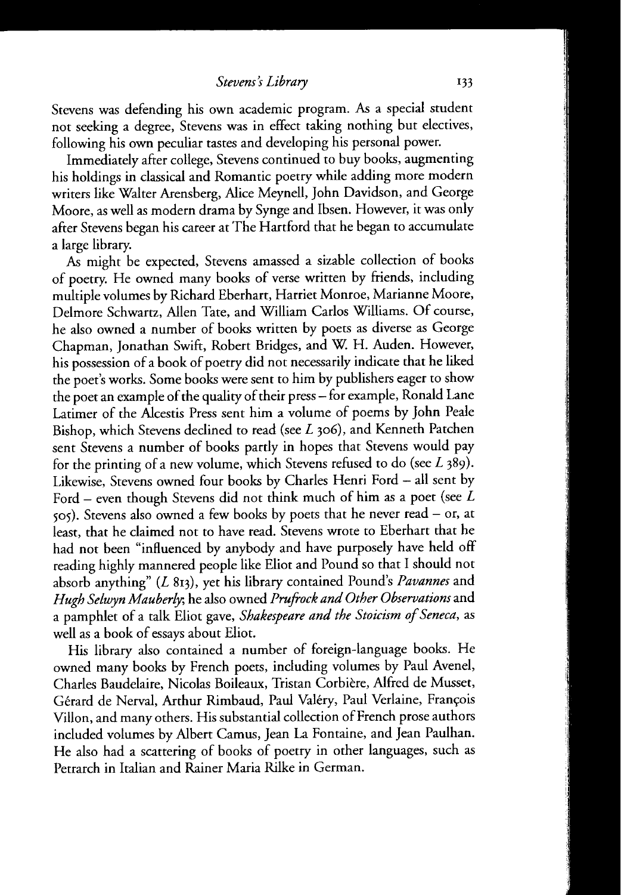Stevens was defending his own academic program. As a special student not seeking a degree, Stevens was in effect taking nothing but electives, following his own peculiar tastes and developing his personal power.

Immediately after college, Stevens continued to buy books, augmenting his holdings in classical and Romantic poetry while adding more modern writers like Walter Arensberg, Alice Meynell, John Davidson, and George Moore, as well as modern drama by Synge and Ibsen. However, it was only after Stevens began his career at The Hartford that he began to accumulate a large library.

As might be expected, Stevens amassed a sizable collection of books of poetry. He owned many books of verse written by friends, including multiple volumes by Richard Eberhart, Harriet Monroe, Marianne Moore, Delmore Schwartz, Allen Tate, and William Carlos Williams. Of course, he also owned a number of books written by poets as diverse as George Chapman, Jonathan Swift, Robert Bridges, and W. H. Auden. However, his possession of a book of poetry did not necessarily indicate that he liked the poet's works. Some books were sent to him by publishers eager to show the poet an example of the quality of their press – for example, Ronald Lane Latimer of the Alcestis Press sent him a volume of poems by John Peale Bishop, which Stevens declined to read (see *L* 306), and Kenneth Patchen sent Stevens a number of books partly in hopes that Stevens would pay for the printing of a new volume, which Stevens refused to do (see *L* 389). Likewise, Stevens owned four books by Charles Henri Ford – all sent by Ford – even though Stevens did not think much of him as a poet (see *L* 505). Stevens also owned a few books by poets that he never read – or, at least, that he claimed not to have read. Stevens wrote to Eberhart that he had not been "influenced by anybody and have purposely have held off reading highly mannered people like Eliot and Pound so that I should not absorb anything" (*L* 813), yet his library contained Pound's *Pavannes* and *Hugh Selwyn Mauberly*; he also owned *Prufrock and Other Observations* and a pamphlet of a talk Eliot gave, *Shakespeare and the Stoicism of Seneca*, as well as a book of essays about Eliot.

His library also contained a number of foreign-language books. He owned many books by French poets, including volumes by Paul Avenel, Charles Baudelaire, Nicolas Boileaux, Tristan Corbière, Alfred de Musset, Gérard de Nerval, Arthur Rimbaud, Paul Valéry, Paul Verlaine, François Villon, and many others. His substantial collection of French prose authors included volumes by Albert Camus, Jean La Fontaine, and Jean Paulhan. He also had a scattering of books of poetry in other languages, such as Petrarch in Italian and Rainer Maria Rilke in German.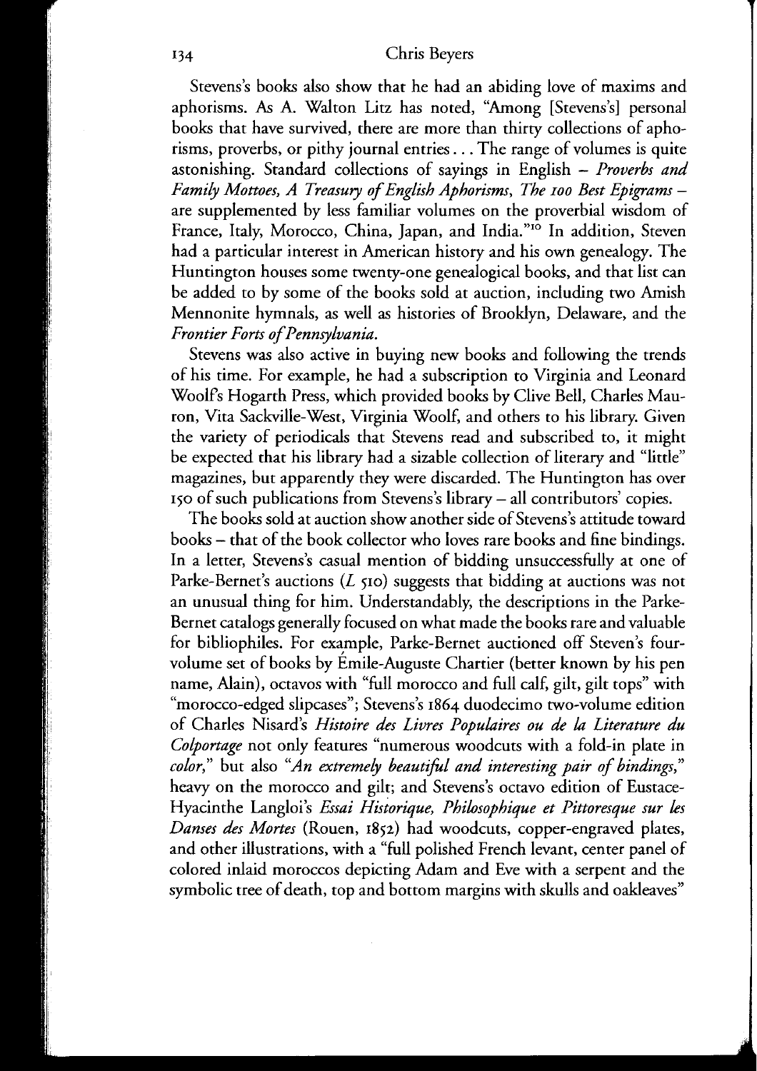Stevens's books also show that he had an abiding love of maxims and aphorisms. As A. Walton Litz has noted, "Among [Stevens's] personal books that have survived, there are more than thirty collections of aphorisms, proverbs, or pithy journal entries . . . The range of volumes is quite astonishing. Standard collections of sayings in English – *Proverbs and Family Mottoes, A Treasury of English Aphorisms, The 100 Best Epigrams* – are supplemented by less familiar volumes on the proverbial wisdom of France, Italy, Morocco, China, Japan, and India."[10] In addition, Steven had a particular interest in American history and his own genealogy. The Huntington houses some twenty-one genealogical books, and that list can be added to by some of the books sold at auction, including two Amish Mennonite hymnals, as well as histories of Brooklyn, Delaware, and the *Frontier Forts of Pennsylvania*.

Stevens was also active in buying new books and following the trends of his time. For example, he had a subscription to Virginia and Leonard Woolf's Hogarth Press, which provided books by Clive Bell, Charles Mauron, Vita Sackville-West, Virginia Woolf, and others to his library. Given the variety of periodicals that Stevens read and subscribed to, it might be expected that his library had a sizable collection of literary and "little" magazines, but apparently they were discarded. The Huntington has over 150 of such publications from Stevens's library – all contributors' copies.

The books sold at auction show another side of Stevens's attitude toward books – that of the book collector who loves rare books and fine bindings. In a letter, Stevens's casual mention of bidding unsuccessfully at one of Parke-Bernet's auctions (*L* 510) suggests that bidding at auctions was not an unusual thing for him. Understandably, the descriptions in the Parke-Bernet catalogs generally focused on what made the books rare and valuable for bibliophiles. For example, Parke-Bernet auctioned off Steven's four-volume set of books by Émile-Auguste Chartier (better known by his pen name, Alain), octavos with "full morocco and full calf, gilt, gilt tops" with "morocco-edged slipcases"; Stevens's 1864 duodecimo two-volume edition of Charles Nisard's *Histoire des Livres Populaires ou de la Literature du Colportage* not only features "numerous woodcuts with a fold-in plate in *color*," but also "*An extremely beautiful and interesting pair of bindings*," heavy on the morocco and gilt; and Stevens's octavo edition of Eustace-Hyacinthe Langloi's *Essai Historique, Philosophique et Pittoresque sur les Danses des Mortes* (Rouen, 1852) had woodcuts, copper-engraved plates, and other illustrations, with a "full polished French levant, center panel of colored inlaid moroccos depicting Adam and Eve with a serpent and the symbolic tree of death, top and bottom margins with skulls and oakleaves"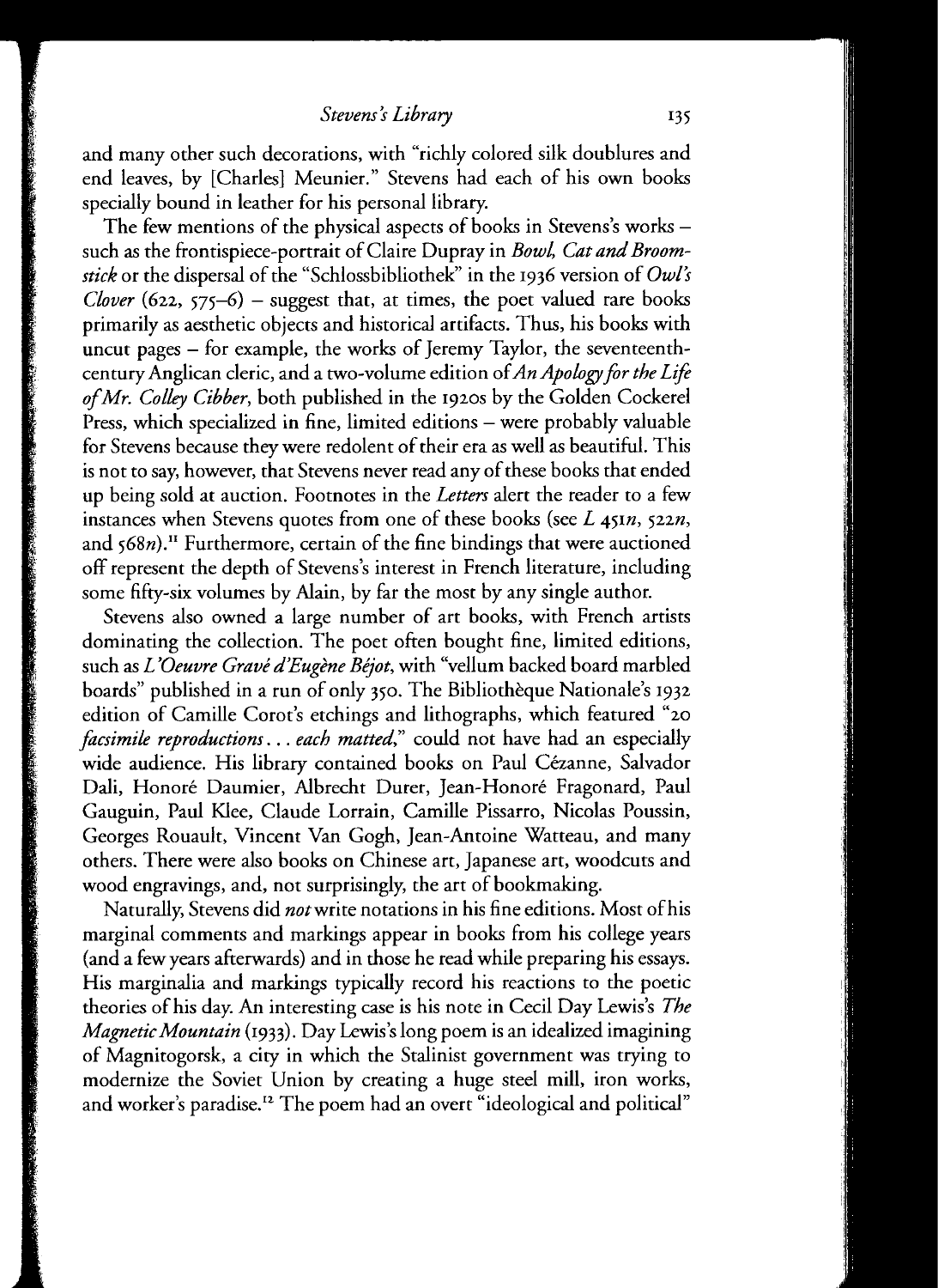and many other such decorations, with "richly colored silk doublures and end leaves, by [Charles] Meunier." Stevens had each of his own books specially bound in leather for his personal library.

The few mentions of the physical aspects of books in Stevens's works – such as the frontispiece-portrait of Claire Dupray in *Bowl, Cat and Broomstick* or the dispersal of the "Schlossbibliothek" in the 1936 version of *Owl's Clover* (622, 575–6) – suggest that, at times, the poet valued rare books primarily as aesthetic objects and historical artifacts. Thus, his books with uncut pages – for example, the works of Jeremy Taylor, the seventeenth-century Anglican cleric, and a two-volume edition of *An Apology for the Life of Mr. Colley Cibber*, both published in the 1920s by the Golden Cockerel Press, which specialized in fine, limited editions – were probably valuable for Stevens because they were redolent of their era as well as beautiful. This is not to say, however, that Stevens never read any of these books that ended up being sold at auction. Footnotes in the *Letters* alert the reader to a few instances when Stevens quotes from one of these books (see *L* 451*n*, 522*n*, and 568*n*).[11] Furthermore, certain of the fine bindings that were auctioned off represent the depth of Stevens's interest in French literature, including some fifty-six volumes by Alain, by far the most by any single author.

Stevens also owned a large number of art books, with French artists dominating the collection. The poet often bought fine, limited editions, such as *L'Oeuvre Gravé d'Eugène Béjot*, with "vellum backed board marbled boards" published in a run of only 350. The Bibliothèque Nationale's 1932 edition of Camille Corot's etchings and lithographs, which featured "20 *facsimile reproductions . . . each matted*," could not have had an especially wide audience. His library contained books on Paul Cézanne, Salvador Dali, Honoré Daumier, Albrecht Durer, Jean-Honoré Fragonard, Paul Gauguin, Paul Klee, Claude Lorrain, Camille Pissarro, Nicolas Poussin, Georges Rouault, Vincent Van Gogh, Jean-Antoine Watteau, and many others. There were also books on Chinese art, Japanese art, woodcuts and wood engravings, and, not surprisingly, the art of bookmaking.

Naturally, Stevens did *not* write notations in his fine editions. Most of his marginal comments and markings appear in books from his college years (and a few years afterwards) and in those he read while preparing his essays. His marginalia and markings typically record his reactions to the poetic theories of his day. An interesting case is his note in Cecil Day Lewis's *The Magnetic Mountain* (1933). Day Lewis's long poem is an idealized imagining of Magnitogorsk, a city in which the Stalinist government was trying to modernize the Soviet Union by creating a huge steel mill, iron works, and worker's paradise.[12] The poem had an overt "ideological and political"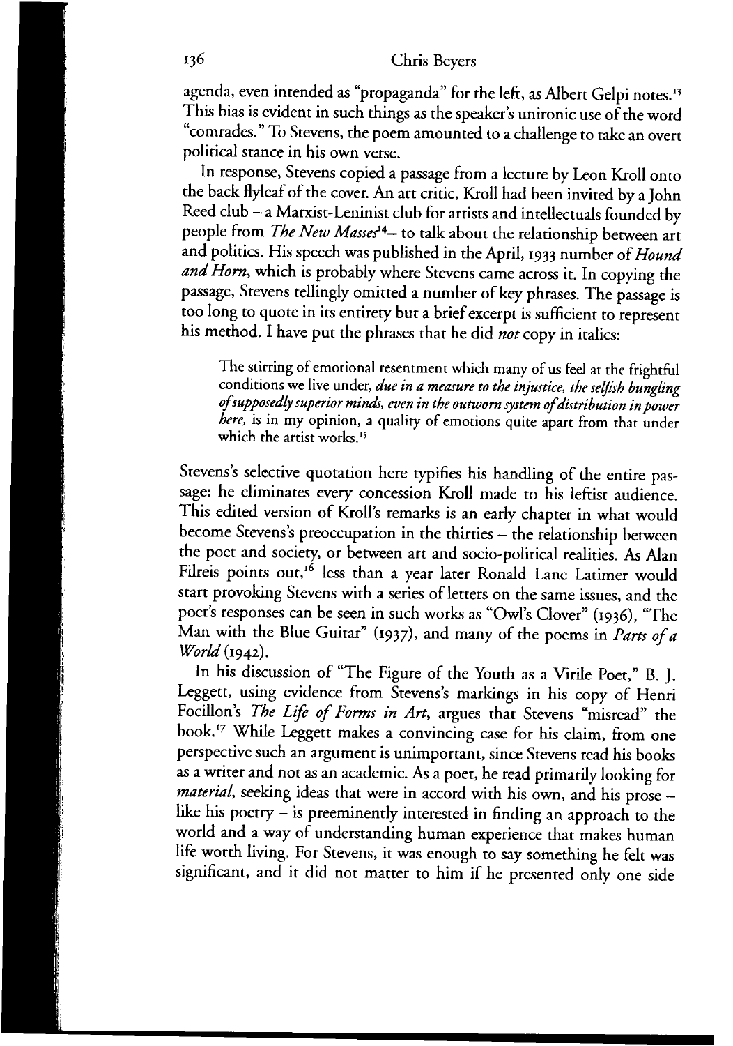agenda, even intended as "propaganda" for the left, as Albert Gelpi notes.[13] This bias is evident in such things as the speaker's unironic use of the word "comrades." To Stevens, the poem amounted to a challenge to take an overt political stance in his own verse.

In response, Stevens copied a passage from a lecture by Leon Kroll onto the back flyleaf of the cover. An art critic, Kroll had been invited by a John Reed club – a Marxist-Leninist club for artists and intellectuals founded by people from *The New Masses*[14] – to talk about the relationship between art and politics. His speech was published in the April, 1933 number of *Hound and Horn*, which is probably where Stevens came across it. In copying the passage, Stevens tellingly omitted a number of key phrases. The passage is too long to quote in its entirety but a brief excerpt is sufficient to represent his method. I have put the phrases that he did *not* copy in italics:

> The stirring of emotional resentment which many of us feel at the frightful conditions we live under, *due in a measure to the injustice, the selfish bungling of supposedly superior minds, even in the outworn system of distribution in power here,* is in my opinion, a quality of emotions quite apart from that under which the artist works.[15]

Stevens's selective quotation here typifies his handling of the entire passage: he eliminates every concession Kroll made to his leftist audience. This edited version of Kroll's remarks is an early chapter in what would become Stevens's preoccupation in the thirties – the relationship between the poet and society, or between art and socio-political realities. As Alan Filreis points out,[16] less than a year later Ronald Lane Latimer would start provoking Stevens with a series of letters on the same issues, and the poet's responses can be seen in such works as "Owl's Clover" (1936), "The Man with the Blue Guitar" (1937), and many of the poems in *Parts of a World* (1942).

In his discussion of "The Figure of the Youth as a Virile Poet," B. J. Leggett, using evidence from Stevens's markings in his copy of Henri Focillon's *The Life of Forms in Art*, argues that Stevens "misread" the book.[17] While Leggett makes a convincing case for his claim, from one perspective such an argument is unimportant, since Stevens read his books as a writer and not as an academic. As a poet, he read primarily looking for *material*, seeking ideas that were in accord with his own, and his prose – like his poetry – is preeminently interested in finding an approach to the world and a way of understanding human experience that makes human life worth living. For Stevens, it was enough to say something he felt was significant, and it did not matter to him if he presented only one side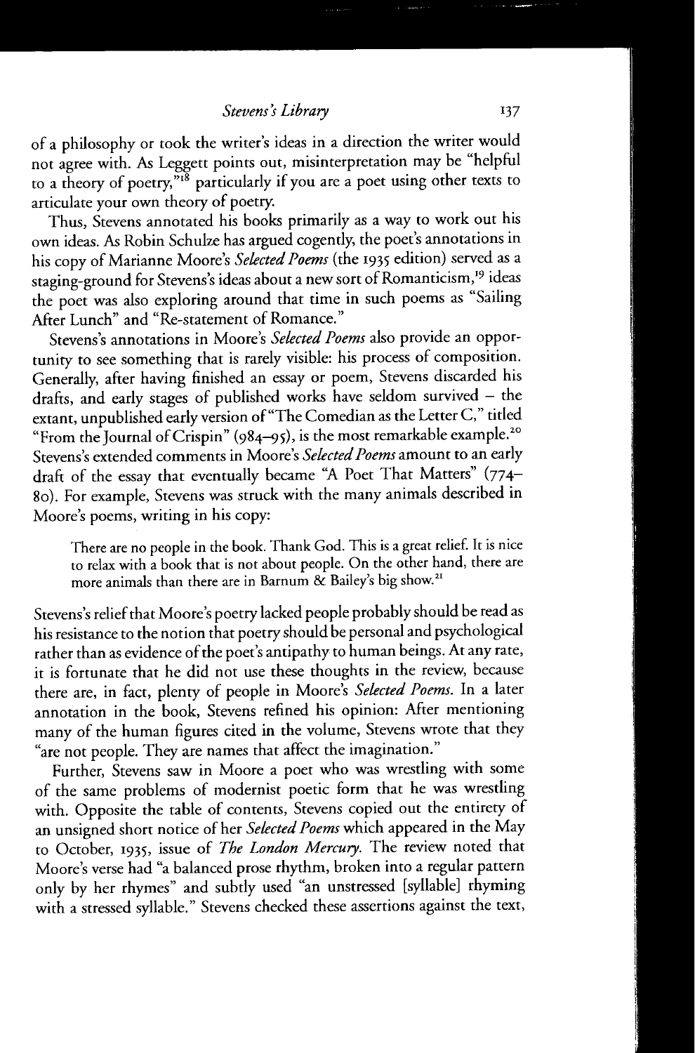of a philosophy or took the writer's ideas in a direction the writer would not agree with. As Leggett points out, misinterpretation may be "helpful to a theory of poetry,"[18] particularly if you are a poet using other texts to articulate your own theory of poetry.

Thus, Stevens annotated his books primarily as a way to work out his own ideas. As Robin Schulze has argued cogently, the poet's annotations in his copy of Marianne Moore's *Selected Poems* (the 1935 edition) served as a staging-ground for Stevens's ideas about a new sort of Romanticism,[19] ideas the poet was also exploring around that time in such poems as "Sailing After Lunch" and "Re-statement of Romance."

Stevens's annotations in Moore's *Selected Poems* also provide an opportunity to see something that is rarely visible: his process of composition. Generally, after having finished an essay or poem, Stevens discarded his drafts, and early stages of published works have seldom survived – the extant, unpublished early version of "The Comedian as the Letter C," titled "From the Journal of Crispin" (984–95), is the most remarkable example.[20] Stevens's extended comments in Moore's *Selected Poems* amount to an early draft of the essay that eventually became "A Poet That Matters" (774–80). For example, Stevens was struck with the many animals described in Moore's poems, writing in his copy:

> There are no people in the book. Thank God. This is a great relief. It is nice to relax with a book that is not about people. On the other hand, there are more animals than there are in Barnum & Bailey's big show.[21]

Stevens's relief that Moore's poetry lacked people probably should be read as his resistance to the notion that poetry should be personal and psychological rather than as evidence of the poet's antipathy to human beings. At any rate, it is fortunate that he did not use these thoughts in the review, because there are, in fact, plenty of people in Moore's *Selected Poems*. In a later annotation in the book, Stevens refined his opinion: After mentioning many of the human figures cited in the volume, Stevens wrote that they "are not people. They are names that affect the imagination."

Further, Stevens saw in Moore a poet who was wrestling with some of the same problems of modernist poetic form that he was wrestling with. Opposite the table of contents, Stevens copied out the entirety of an unsigned short notice of her *Selected Poems* which appeared in the May to October, 1935, issue of *The London Mercury*. The review noted that Moore's verse had "a balanced prose rhythm, broken into a regular pattern only by her rhymes" and subtly used "an unstressed [syllable] rhyming with a stressed syllable." Stevens checked these assertions against the text,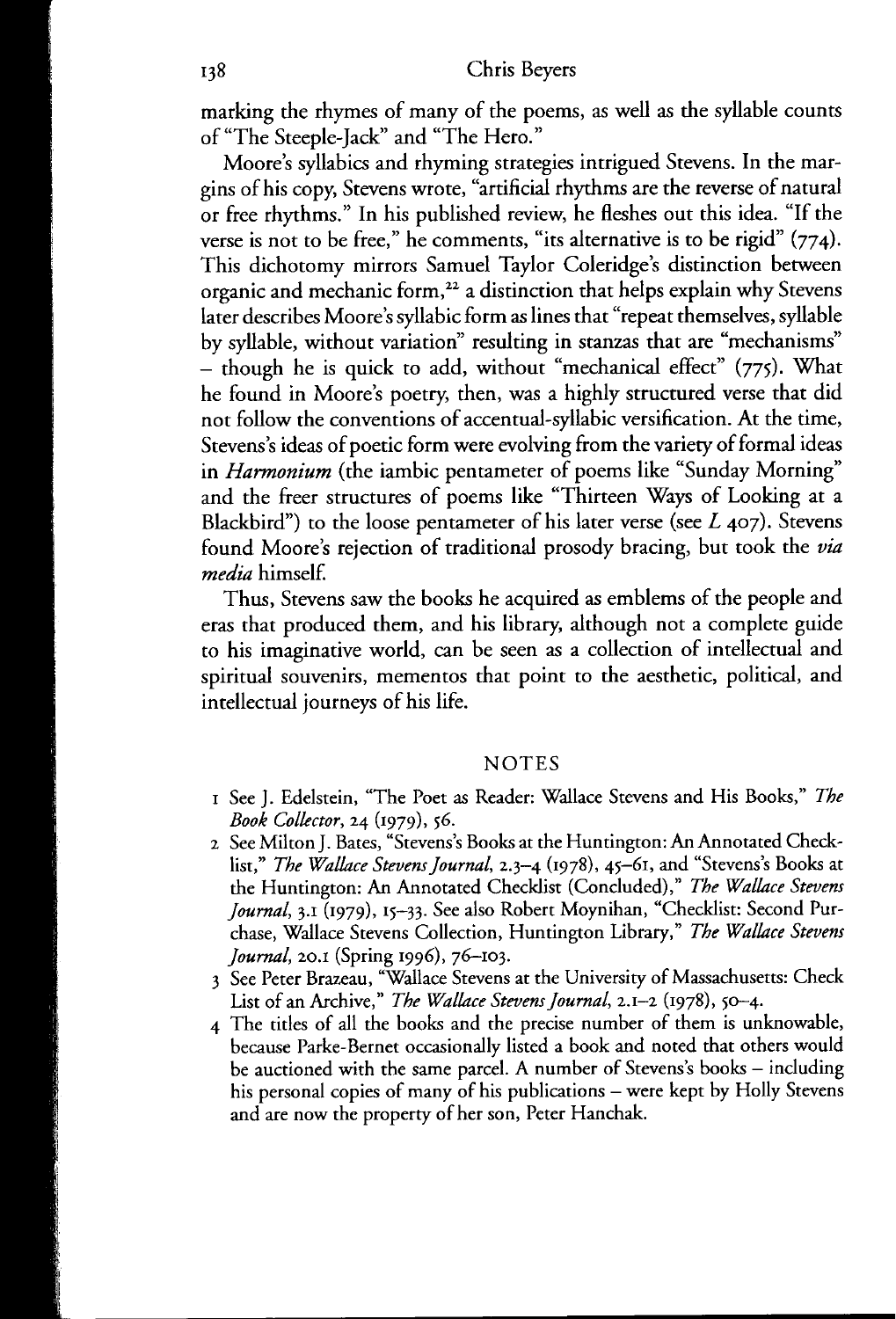marking the rhymes of many of the poems, as well as the syllable counts of "The Steeple-Jack" and "The Hero."

Moore's syllabics and rhyming strategies intrigued Stevens. In the margins of his copy, Stevens wrote, "artificial rhythms are the reverse of natural or free rhythms." In his published review, he fleshes out this idea. "If the verse is not to be free," he comments, "its alternative is to be rigid" (774). This dichotomy mirrors Samuel Taylor Coleridge's distinction between organic and mechanic form,[22] a distinction that helps explain why Stevens later describes Moore's syllabic form as lines that "repeat themselves, syllable by syllable, without variation" resulting in stanzas that are "mechanisms" – though he is quick to add, without "mechanical effect" (775). What he found in Moore's poetry, then, was a highly structured verse that did not follow the conventions of accentual-syllabic versification. At the time, Stevens's ideas of poetic form were evolving from the variety of formal ideas in *Harmonium* (the iambic pentameter of poems like "Sunday Morning" and the freer structures of poems like "Thirteen Ways of Looking at a Blackbird") to the loose pentameter of his later verse (see *L* 407). Stevens found Moore's rejection of traditional prosody bracing, but took the *via media* himself.

Thus, Stevens saw the books he acquired as emblems of the people and eras that produced them, and his library, although not a complete guide to his imaginative world, can be seen as a collection of intellectual and spiritual souvenirs, mementos that point to the aesthetic, political, and intellectual journeys of his life.

## NOTES

1. See J. Edelstein, "The Poet as Reader: Wallace Stevens and His Books," *The Book Collector*, 24 (1979), 56.
2. See Milton J. Bates, "Stevens's Books at the Huntington: An Annotated Checklist," *The Wallace Stevens Journal*, 2.3–4 (1978), 45–61, and "Stevens's Books at the Huntington: An Annotated Checklist (Concluded)," *The Wallace Stevens Journal*, 3.1 (1979), 15–33. See also Robert Moynihan, "Checklist: Second Purchase, Wallace Stevens Collection, Huntington Library," *The Wallace Stevens Journal*, 20.1 (Spring 1996), 76–103.
3. See Peter Brazeau, "Wallace Stevens at the University of Massachusetts: Check List of an Archive," *The Wallace Stevens Journal*, 2.1–2 (1978), 50–4.
4. The titles of all the books and the precise number of them is unknowable, because Parke-Bernet occasionally listed a book and noted that others would be auctioned with the same parcel. A number of Stevens's books – including his personal copies of many of his publications – were kept by Holly Stevens and are now the property of her son, Peter Hanchak.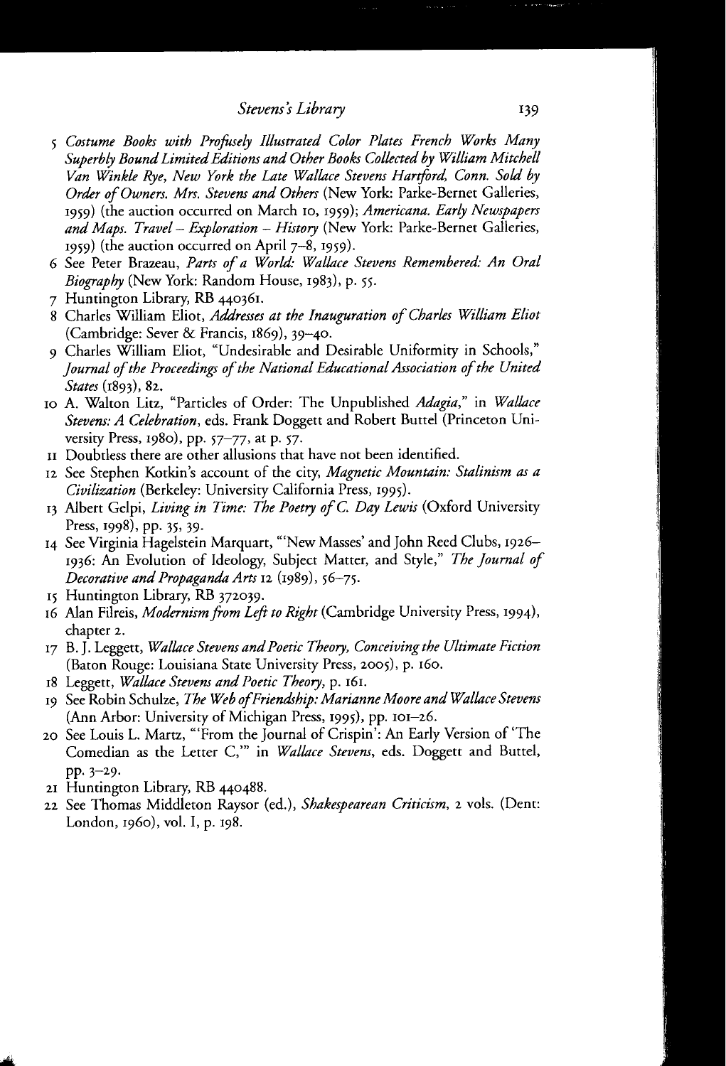5 *Costume Books with Profusely Illustrated Color Plates French Works Many Superbly Bound Limited Editions and Other Books Collected by William Mitchell Van Winkle Rye, New York the Late Wallace Stevens Hartford, Conn. Sold by Order of Owners. Mrs. Stevens and Others* (New York: Parke-Bernet Galleries, 1959) (the auction occurred on March 10, 1959); *Americana. Early Newspapers and Maps. Travel – Exploration – History* (New York: Parke-Bernet Galleries, 1959) (the auction occurred on April 7–8, 1959).

6 See Peter Brazeau, *Parts of a World: Wallace Stevens Remembered: An Oral Biography* (New York: Random House, 1983), p. 55.

7 Huntington Library, RB 440361.

8 Charles William Eliot, *Addresses at the Inauguration of Charles William Eliot* (Cambridge: Sever & Francis, 1869), 39–40.

9 Charles William Eliot, "Undesirable and Desirable Uniformity in Schools," *Journal of the Proceedings of the National Educational Association of the United States* (1893), 82.

10 A. Walton Litz, "Particles of Order: The Unpublished *Adagia*," in *Wallace Stevens: A Celebration*, eds. Frank Doggett and Robert Buttel (Princeton University Press, 1980), pp. 57–77, at p. 57.

11 Doubtless there are other allusions that have not been identified.

12 See Stephen Kotkin's account of the city, *Magnetic Mountain: Stalinism as a Civilization* (Berkeley: University California Press, 1995).

13 Albert Gelpi, *Living in Time: The Poetry of C. Day Lewis* (Oxford University Press, 1998), pp. 35, 39.

14 See Virginia Hagelstein Marquart, "'New Masses' and John Reed Clubs, 1926–1936: An Evolution of Ideology, Subject Matter, and Style," *The Journal of Decorative and Propaganda Arts* 12 (1989), 56–75.

15 Huntington Library, RB 372039.

16 Alan Filreis, *Modernism from Left to Right* (Cambridge University Press, 1994), chapter 2.

17 B. J. Leggett, *Wallace Stevens and Poetic Theory, Conceiving the Ultimate Fiction* (Baton Rouge: Louisiana State University Press, 2005), p. 160.

18 Leggett, *Wallace Stevens and Poetic Theory*, p. 161.

19 See Robin Schulze, *The Web of Friendship: Marianne Moore and Wallace Stevens* (Ann Arbor: University of Michigan Press, 1995), pp. 101–26.

20 See Louis L. Martz, "'From the Journal of Crispin': An Early Version of 'The Comedian as the Letter C,'" in *Wallace Stevens*, eds. Doggett and Buttel, pp. 3–29.

21 Huntington Library, RB 440488.

22 See Thomas Middleton Raysor (ed.), *Shakespearean Criticism*, 2 vols. (Dent: London, 1960), vol. I, p. 198.